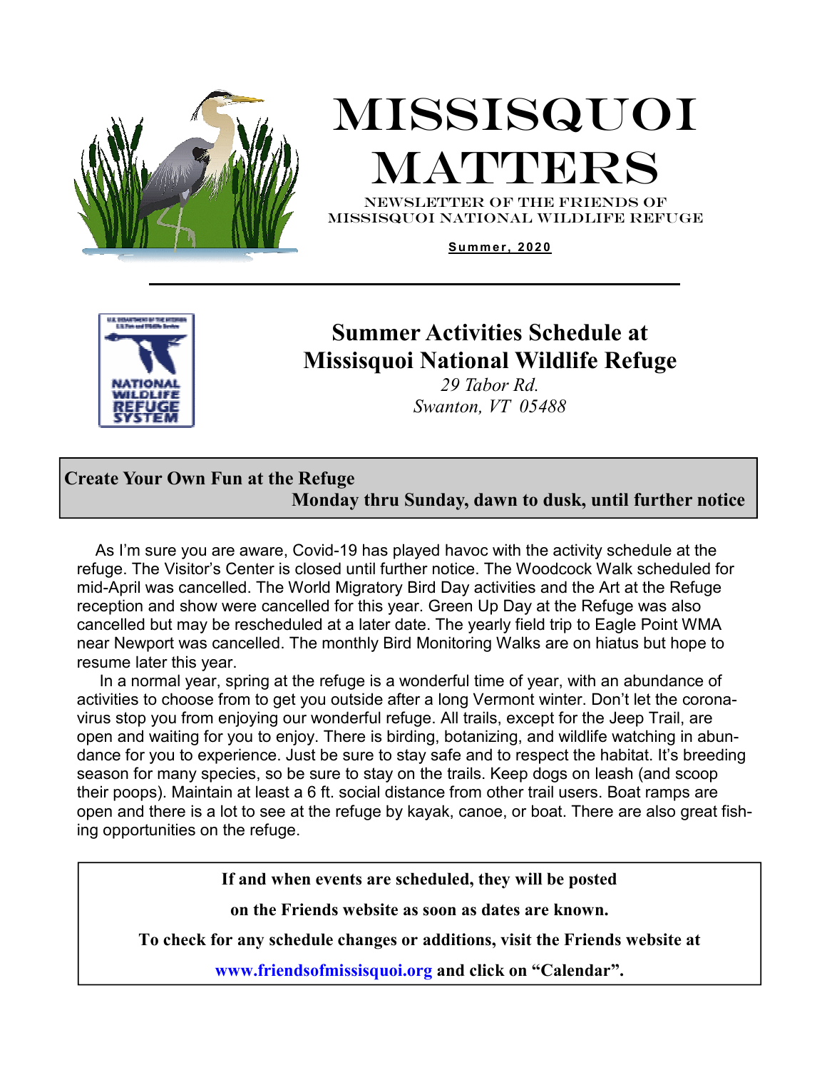# MISSISQUOI MATTERS

NEWSLETTER OF THE FRIENDS OF MISSISQUOI NATIONAL WILDLIFE REFUGE

**Summer, 2020**

## Summer Activities Schedule at Missisquoi National Wildlife Refuge

*29 Tabor Rd.*
*Swanton, VT 05488*

**Create Your Own Fun at the Refuge**
**Monday thru Sunday, dawn to dusk, until further notice**

As I'm sure you are aware, Covid-19 has played havoc with the activity schedule at the refuge. The Visitor's Center is closed until further notice. The Woodcock Walk scheduled for mid-April was cancelled. The World Migratory Bird Day activities and the Art at the Refuge reception and show were cancelled for this year. Green Up Day at the Refuge was also cancelled but may be rescheduled at a later date. The yearly field trip to Eagle Point WMA near Newport was cancelled. The monthly Bird Monitoring Walks are on hiatus but hope to resume later this year.

In a normal year, spring at the refuge is a wonderful time of year, with an abundance of activities to choose from to get you outside after a long Vermont winter. Don't let the coronavirus stop you from enjoying our wonderful refuge. All trails, except for the Jeep Trail, are open and waiting for you to enjoy. There is birding, botanizing, and wildlife watching in abundance for you to experience. Just be sure to stay safe and to respect the habitat. It's breeding season for many species, so be sure to stay on the trails. Keep dogs on leash (and scoop their poops). Maintain at least a 6 ft. social distance from other trail users. Boat ramps are open and there is a lot to see at the refuge by kayak, canoe, or boat. There are also great fishing opportunities on the refuge.

**If and when events are scheduled, they will be posted**

**on the Friends website as soon as dates are known.**

**To check for any schedule changes or additions, visit the Friends website at**

**www.friendsofmissisquoi.org and click on "Calendar".**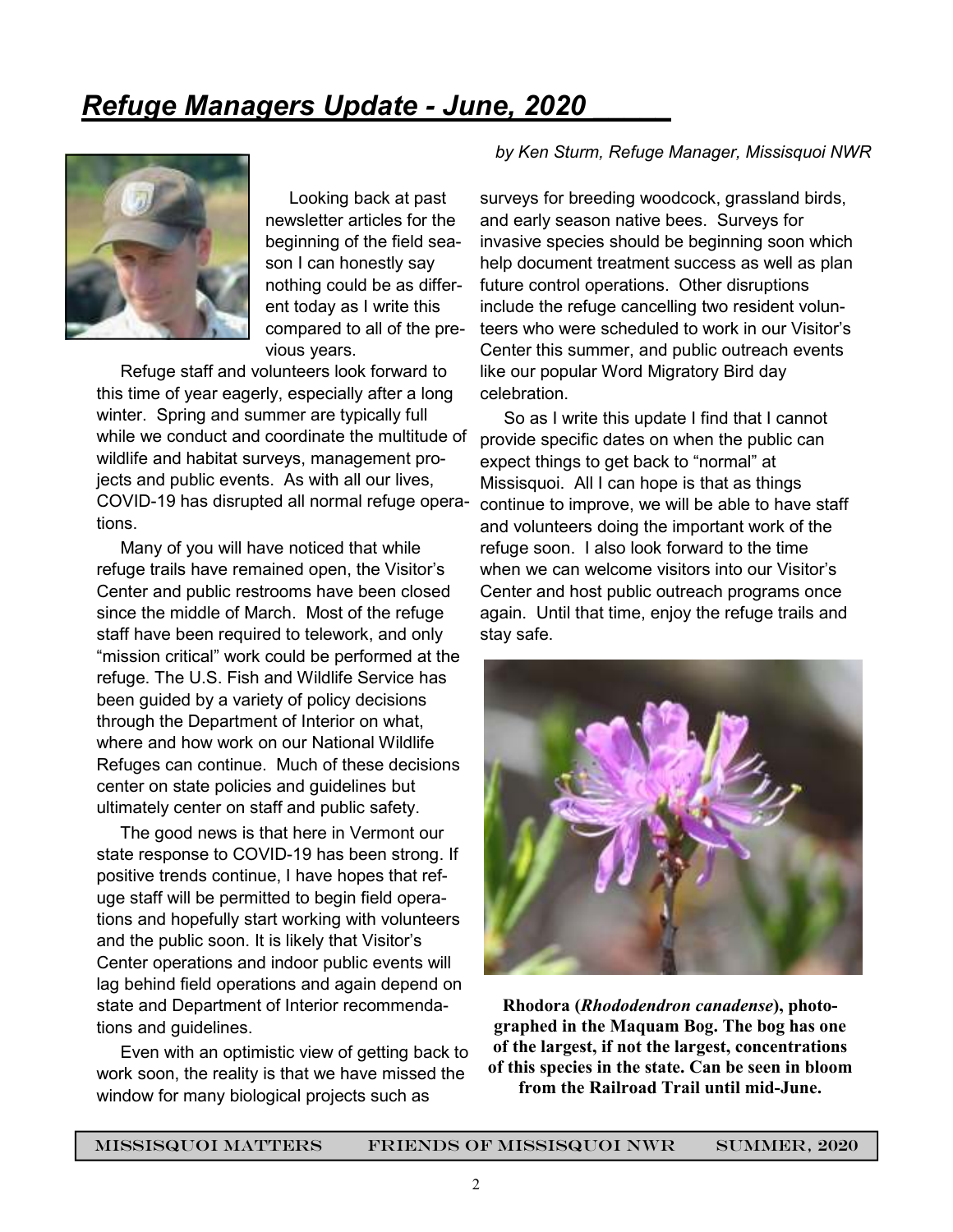# *Refuge Managers Update - June, 2020*

*by Ken Sturm, Refuge Manager, Missisquoi NWR*

Looking back at past newsletter articles for the beginning of the field season I can honestly say nothing could be as different today as I write this compared to all of the previous years.

Refuge staff and volunteers look forward to this time of year eagerly, especially after a long winter. Spring and summer are typically full while we conduct and coordinate the multitude of wildlife and habitat surveys, management projects and public events. As with all our lives, COVID-19 has disrupted all normal refuge operations.

Many of you will have noticed that while refuge trails have remained open, the Visitor's Center and public restrooms have been closed since the middle of March. Most of the refuge staff have been required to telework, and only "mission critical" work could be performed at the refuge. The U.S. Fish and Wildlife Service has been guided by a variety of policy decisions through the Department of Interior on what, where and how work on our National Wildlife Refuges can continue. Much of these decisions center on state policies and guidelines but ultimately center on staff and public safety.

The good news is that here in Vermont our state response to COVID-19 has been strong. If positive trends continue, I have hopes that refuge staff will be permitted to begin field operations and hopefully start working with volunteers and the public soon. It is likely that Visitor's Center operations and indoor public events will lag behind field operations and again depend on state and Department of Interior recommendations and guidelines.

Even with an optimistic view of getting back to work soon, the reality is that we have missed the window for many biological projects such as surveys for breeding woodcock, grassland birds, and early season native bees. Surveys for invasive species should be beginning soon which help document treatment success as well as plan future control operations. Other disruptions include the refuge cancelling two resident volunteers who were scheduled to work in our Visitor's Center this summer, and public outreach events like our popular Word Migratory Bird day celebration.

So as I write this update I find that I cannot provide specific dates on when the public can expect things to get back to "normal" at Missisquoi. All I can hope is that as things continue to improve, we will be able to have staff and volunteers doing the important work of the refuge soon. I also look forward to the time when we can welcome visitors into our Visitor's Center and host public outreach programs once again. Until that time, enjoy the refuge trails and stay safe.

**Rhodora (*Rhododendron canadense*), photographed in the Maquam Bog. The bog has one of the largest, if not the largest, concentrations of this species in the state. Can be seen in bloom from the Railroad Trail until mid-June.**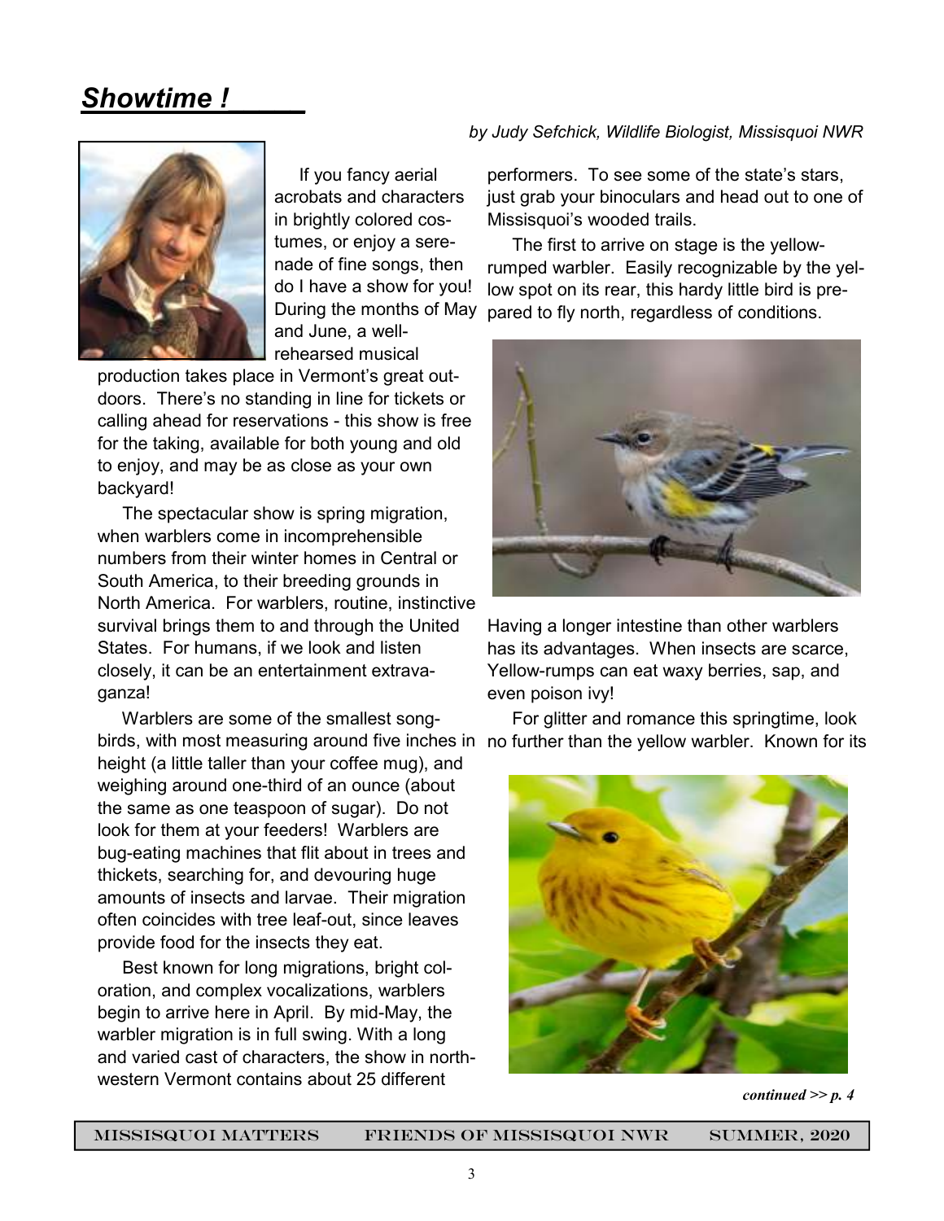# *Showtime !*

*by Judy Sefchick, Wildlife Biologist, Missisquoi NWR*

If you fancy aerial acrobats and characters in brightly colored costumes, or enjoy a serenade of fine songs, then do I have a show for you! During the months of May and June, a well-rehearsed musical production takes place in Vermont's great outdoors. There's no standing in line for tickets or calling ahead for reservations - this show is free for the taking, available for both young and old to enjoy, and may be as close as your own backyard!

The spectacular show is spring migration, when warblers come in incomprehensible numbers from their winter homes in Central or South America, to their breeding grounds in North America. For warblers, routine, instinctive survival brings them to and through the United States. For humans, if we look and listen closely, it can be an entertainment extravaganza!

Warblers are some of the smallest songbirds, with most measuring around five inches in height (a little taller than your coffee mug), and weighing around one-third of an ounce (about the same as one teaspoon of sugar). Do not look for them at your feeders! Warblers are bug-eating machines that flit about in trees and thickets, searching for, and devouring huge amounts of insects and larvae. Their migration often coincides with tree leaf-out, since leaves provide food for the insects they eat.

Best known for long migrations, bright coloration, and complex vocalizations, warblers begin to arrive here in April. By mid-May, the warbler migration is in full swing. With a long and varied cast of characters, the show in northwestern Vermont contains about 25 different performers. To see some of the state's stars, just grab your binoculars and head out to one of Missisquoi's wooded trails.

The first to arrive on stage is the yellow-rumped warbler. Easily recognizable by the yellow spot on its rear, this hardy little bird is prepared to fly north, regardless of conditions. Having a longer intestine than other warblers has its advantages. When insects are scarce, Yellow-rumps can eat waxy berries, sap, and even poison ivy!

For glitter and romance this springtime, look no further than the yellow warbler. Known for its

*continued >> p. 4*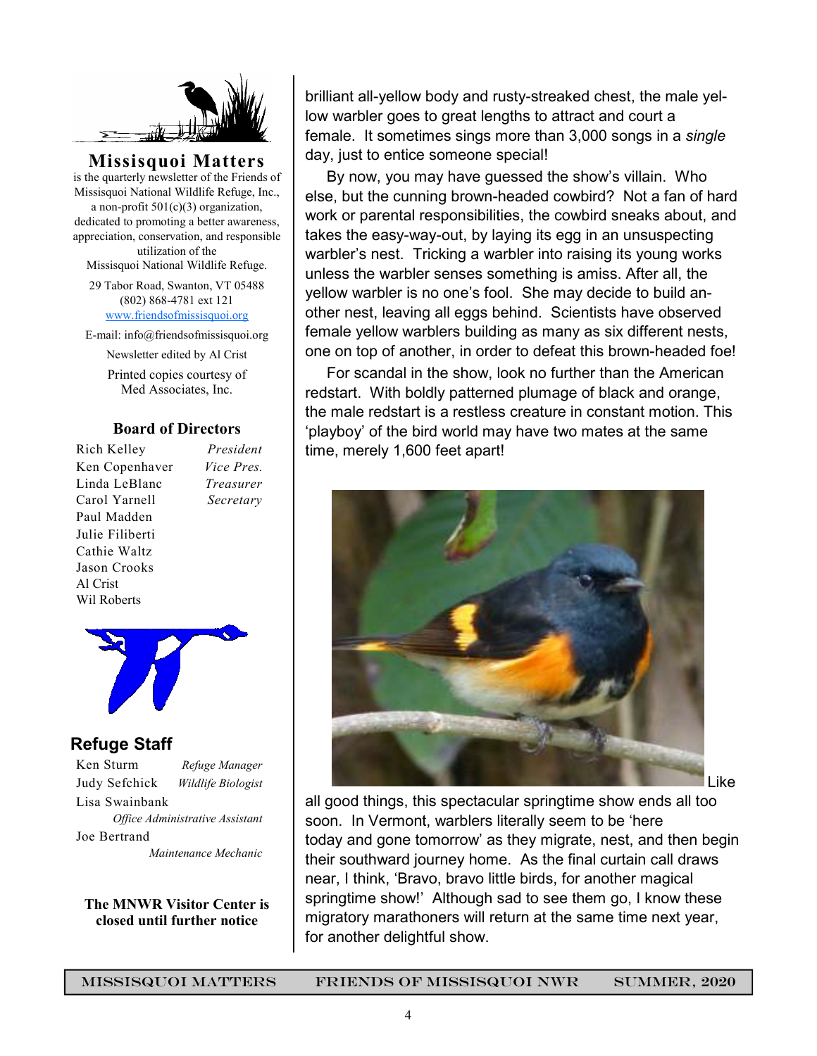**Missisquoi Matters** is the quarterly newsletter of the Friends of Missisquoi National Wildlife Refuge, Inc., a non-profit 501(c)(3) organization, dedicated to promoting a better awareness, appreciation, conservation, and responsible utilization of the Missisquoi National Wildlife Refuge.

29 Tabor Road, Swanton, VT 05488
(802) 868-4781 ext 121
www.friendsofmissisquoi.org

E-mail: info@friendsofmissisquoi.org

Newsletter edited by Al Crist

Printed copies courtesy of Med Associates, Inc.

### Board of Directors

| | |
|---|---|
| Rich Kelley | *President* |
| Ken Copenhaver | *Vice Pres.* |
| Linda LeBlanc | *Treasurer* |
| Carol Yarnell | *Secretary* |
| Paul Madden | |
| Julie Filiberti | |
| Cathie Waltz | |
| Jason Crooks | |
| Al Crist | |
| Wil Roberts | |

### Refuge Staff

| | |
|---|---|
| Ken Sturm | *Refuge Manager* |
| Judy Sefchick | *Wildlife Biologist* |
| Lisa Swainbank | *Office Administrative Assistant* |
| Joe Bertrand | *Maintenance Mechanic* |

**The MNWR Visitor Center is closed until further notice**

brilliant all-yellow body and rusty-streaked chest, the male yellow warbler goes to great lengths to attract and court a female. It sometimes sings more than 3,000 songs in a *single* day, just to entice someone special!

By now, you may have guessed the show's villain. Who else, but the cunning brown-headed cowbird? Not a fan of hard work or parental responsibilities, the cowbird sneaks about, and takes the easy-way-out, by laying its egg in an unsuspecting warbler's nest. Tricking a warbler into raising its young works unless the warbler senses something is amiss. After all, the yellow warbler is no one's fool. She may decide to build another nest, leaving all eggs behind. Scientists have observed female yellow warblers building as many as six different nests, one on top of another, in order to defeat this brown-headed foe!

For scandal in the show, look no further than the American redstart. With boldly patterned plumage of black and orange, the male redstart is a restless creature in constant motion. This 'playboy' of the bird world may have two mates at the same time, merely 1,600 feet apart!

Like all good things, this spectacular springtime show ends all too soon. In Vermont, warblers literally seem to be 'here today and gone tomorrow' as they migrate, nest, and then begin their southward journey home. As the final curtain call draws near, I think, 'Bravo, bravo little birds, for another magical springtime show!' Although sad to see them go, I know these migratory marathoners will return at the same time next year, for another delightful show.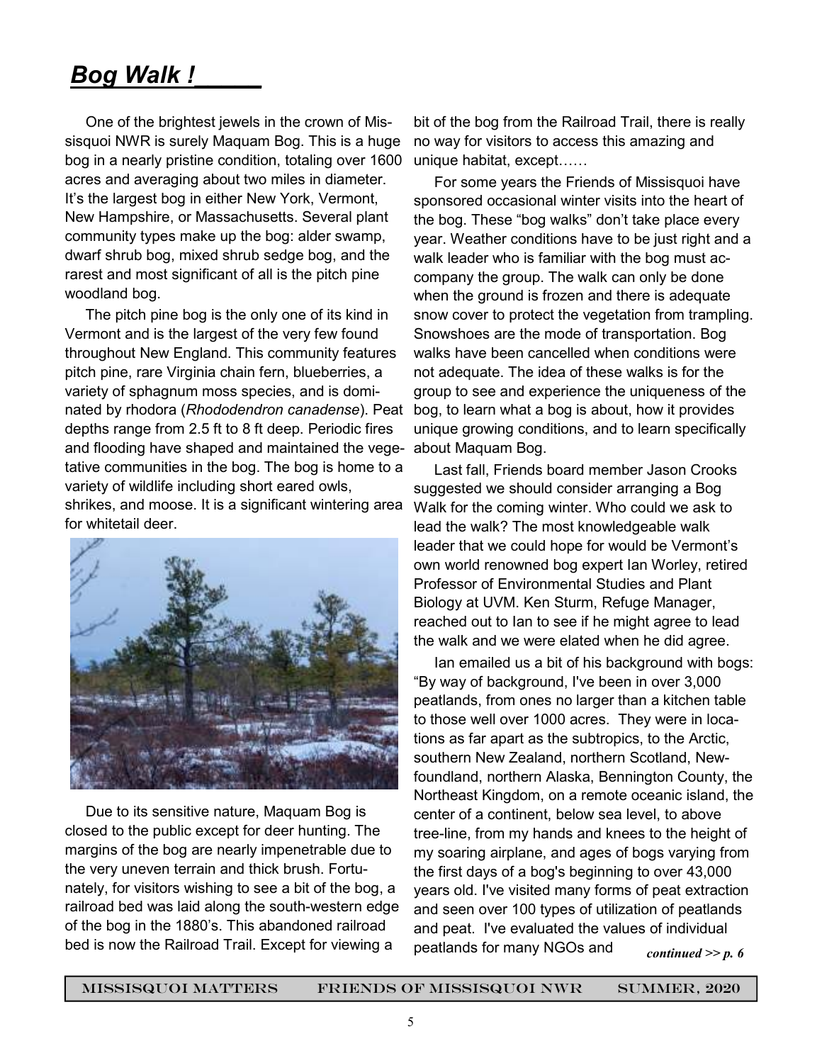# *Bog Walk !*

One of the brightest jewels in the crown of Missisquoi NWR is surely Maquam Bog. This is a huge bog in a nearly pristine condition, totaling over 1600 acres and averaging about two miles in diameter. It's the largest bog in either New York, Vermont, New Hampshire, or Massachusetts. Several plant community types make up the bog: alder swamp, dwarf shrub bog, mixed shrub sedge bog, and the rarest and most significant of all is the pitch pine woodland bog.

The pitch pine bog is the only one of its kind in Vermont and is the largest of the very few found throughout New England. This community features pitch pine, rare Virginia chain fern, blueberries, a variety of sphagnum moss species, and is dominated by rhodora (*Rhododendron canadense*). Peat depths range from 2.5 ft to 8 ft deep. Periodic fires and flooding have shaped and maintained the vegetative communities in the bog. The bog is home to a variety of wildlife including short eared owls, shrikes, and moose. It is a significant wintering area for whitetail deer.

Due to its sensitive nature, Maquam Bog is closed to the public except for deer hunting. The margins of the bog are nearly impenetrable due to the very uneven terrain and thick brush. Fortunately, for visitors wishing to see a bit of the bog, a railroad bed was laid along the south-western edge of the bog in the 1880's. This abandoned railroad bed is now the Railroad Trail. Except for viewing a bit of the bog from the Railroad Trail, there is really no way for visitors to access this amazing and unique habitat, except……

For some years the Friends of Missisquoi have sponsored occasional winter visits into the heart of the bog. These "bog walks" don't take place every year. Weather conditions have to be just right and a walk leader who is familiar with the bog must accompany the group. The walk can only be done when the ground is frozen and there is adequate snow cover to protect the vegetation from trampling. Snowshoes are the mode of transportation. Bog walks have been cancelled when conditions were not adequate. The idea of these walks is for the group to see and experience the uniqueness of the bog, to learn what a bog is about, how it provides unique growing conditions, and to learn specifically about Maquam Bog.

Last fall, Friends board member Jason Crooks suggested we should consider arranging a Bog Walk for the coming winter. Who could we ask to lead the walk? The most knowledgeable walk leader that we could hope for would be Vermont's own world renowned bog expert Ian Worley, retired Professor of Environmental Studies and Plant Biology at UVM. Ken Sturm, Refuge Manager, reached out to Ian to see if he might agree to lead the walk and we were elated when he did agree.

Ian emailed us a bit of his background with bogs: "By way of background, I've been in over 3,000 peatlands, from ones no larger than a kitchen table to those well over 1000 acres. They were in locations as far apart as the subtropics, to the Arctic, southern New Zealand, northern Scotland, Newfoundland, northern Alaska, Bennington County, the Northeast Kingdom, on a remote oceanic island, the center of a continent, below sea level, to above tree-line, from my hands and knees to the height of my soaring airplane, and ages of bogs varying from the first days of a bog's beginning to over 43,000 years old. I've visited many forms of peat extraction and seen over 100 types of utilization of peatlands and peat. I've evaluated the values of individual peatlands for many NGOs and

*continued >> p. 6*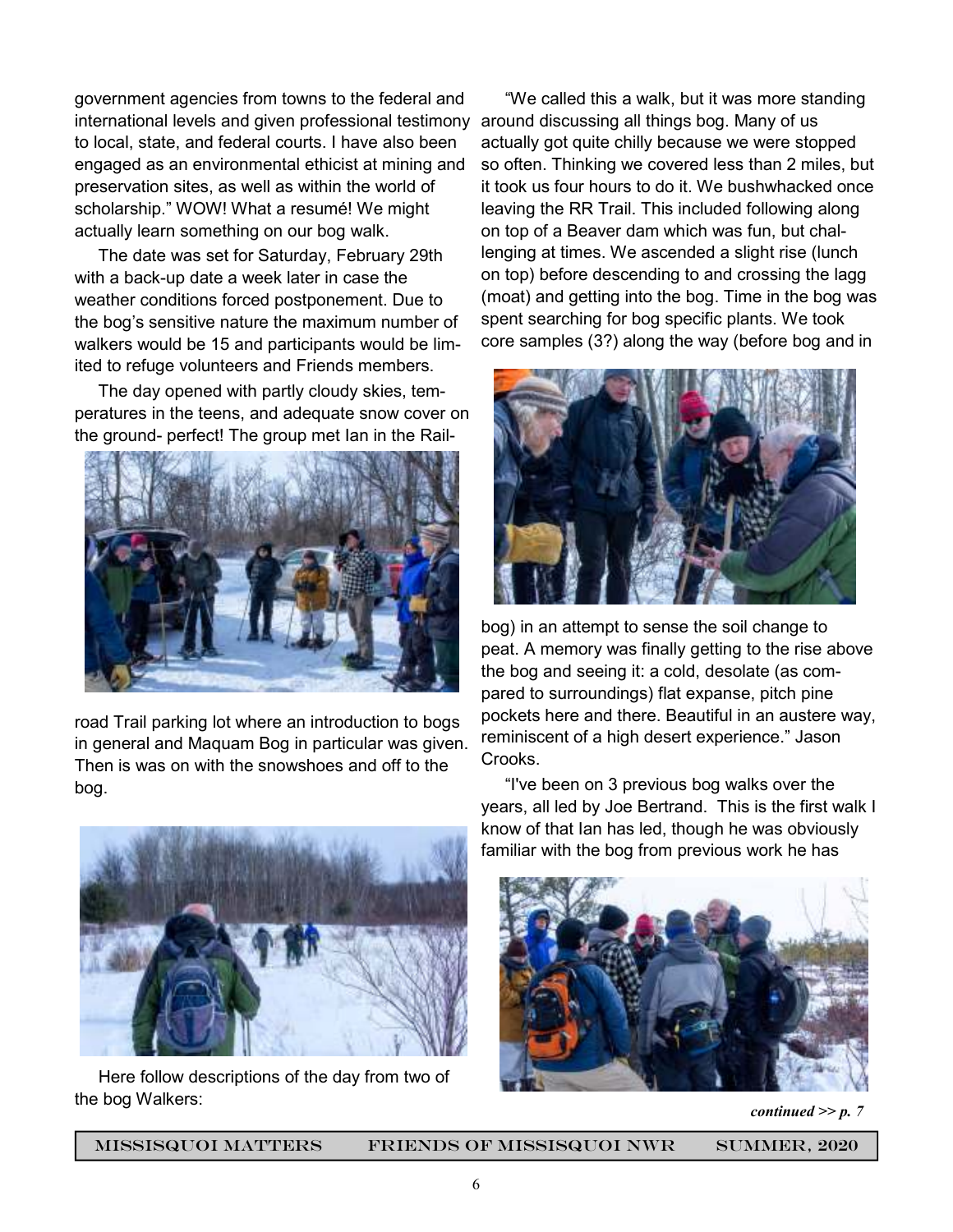government agencies from towns to the federal and international levels and given professional testimony to local, state, and federal courts. I have also been engaged as an environmental ethicist at mining and preservation sites, as well as within the world of scholarship." WOW! What a resumé! We might actually learn something on our bog walk.

The date was set for Saturday, February 29th with a back-up date a week later in case the weather conditions forced postponement. Due to the bog's sensitive nature the maximum number of walkers would be 15 and participants would be limited to refuge volunteers and Friends members.

The day opened with partly cloudy skies, temperatures in the teens, and adequate snow cover on the ground- perfect! The group met Ian in the Railroad Trail parking lot where an introduction to bogs in general and Maquam Bog in particular was given. Then is was on with the snowshoes and off to the bog.

Here follow descriptions of the day from two of the bog Walkers:

"We called this a walk, but it was more standing around discussing all things bog. Many of us actually got quite chilly because we were stopped so often. Thinking we covered less than 2 miles, but it took us four hours to do it. We bushwhacked once leaving the RR Trail. This included following along on top of a Beaver dam which was fun, but challenging at times. We ascended a slight rise (lunch on top) before descending to and crossing the lagg (moat) and getting into the bog. Time in the bog was spent searching for bog specific plants. We took core samples (3?) along the way (before bog and in bog) in an attempt to sense the soil change to peat. A memory was finally getting to the rise above the bog and seeing it: a cold, desolate (as compared to surroundings) flat expanse, pitch pine pockets here and there. Beautiful in an austere way, reminiscent of a high desert experience." Jason Crooks.

"I've been on 3 previous bog walks over the years, all led by Joe Bertrand. This is the first walk I know of that Ian has led, though he was obviously familiar with the bog from previous work he has

*continued >> p. 7*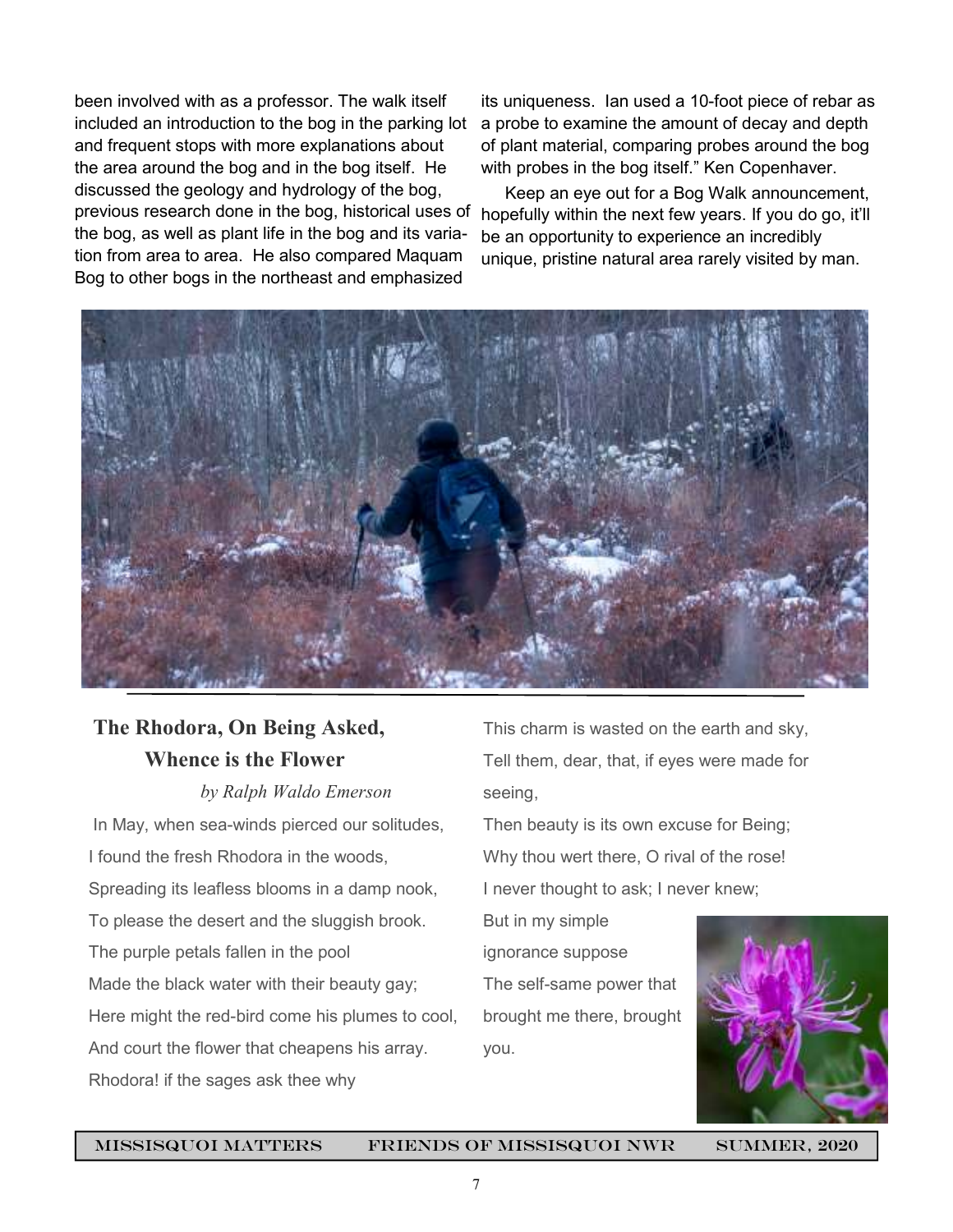been involved with as a professor. The walk itself included an introduction to the bog in the parking lot and frequent stops with more explanations about the area around the bog and in the bog itself. He discussed the geology and hydrology of the bog, previous research done in the bog, historical uses of the bog, as well as plant life in the bog and its variation from area to area. He also compared Maquam Bog to other bogs in the northeast and emphasized its uniqueness. Ian used a 10-foot piece of rebar as a probe to examine the amount of decay and depth of plant material, comparing probes around the bog with probes in the bog itself." Ken Copenhaver.

Keep an eye out for a Bog Walk announcement, hopefully within the next few years. If you do go, it'll be an opportunity to experience an incredibly unique, pristine natural area rarely visited by man.

## The Rhodora, On Being Asked, Whence is the Flower

*by Ralph Waldo Emerson*

In May, when sea-winds pierced our solitudes,
I found the fresh Rhodora in the woods,
Spreading its leafless blooms in a damp nook,
To please the desert and the sluggish brook.
The purple petals fallen in the pool
Made the black water with their beauty gay;
Here might the red-bird come his plumes to cool,
And court the flower that cheapens his array.
Rhodora! if the sages ask thee why
This charm is wasted on the earth and sky,
Tell them, dear, that, if eyes were made for seeing,
Then beauty is its own excuse for Being;
Why thou wert there, O rival of the rose!
I never thought to ask; I never knew;
But in my simple ignorance suppose
The self-same power that brought me there, brought you.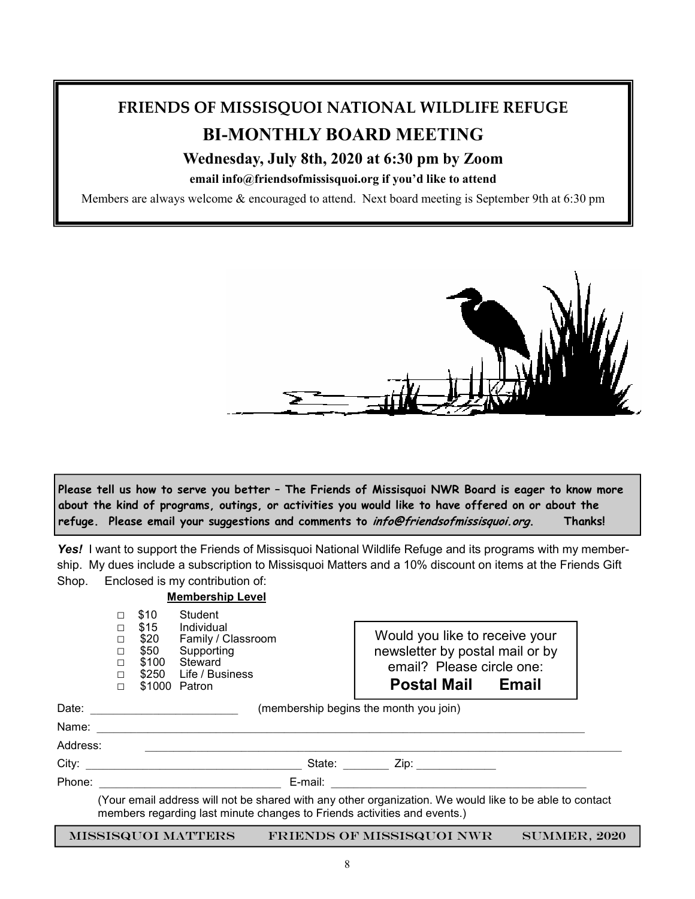# FRIENDS OF MISSISQUOI NATIONAL WILDLIFE REFUGE

## BI-MONTHLY BOARD MEETING

### Wednesday, July 8th, 2020 at 6:30 pm by Zoom

**email info@friendsofmissisquoi.org if you'd like to attend**

Members are always welcome & encouraged to attend. Next board meeting is September 9th at 6:30 pm

**Please tell us how to serve you better – The Friends of Missisquoi NWR Board is eager to know more about the kind of programs, outings, or activities you would like to have offered on or about the refuge. Please email your suggestions and comments to *info@friendsofmissisquoi.org*. Thanks!**

***Yes!*** I want to support the Friends of Missisquoi National Wildlife Refuge and its programs with my membership. My dues include a subscription to Missisquoi Matters and a 10% discount on items at the Friends Gift Shop. Enclosed is my contribution of:

**Membership Level**

- □ $10 Student
- □ $15 Individual
- □ $20 Family / Classroom
- □ $50 Supporting
- □ $100 Steward
- □ $250 Life / Business
- □ $1000 Patron

Would you like to receive your newsletter by postal mail or by email? Please circle one:
**Postal Mail Email**

Date: ________________________ (membership begins the month you join)

Name: ________________________________________________________________________________

Address: ______________________________________________________________________________

City: ___________________________________ State: ________ Zip: _____________

Phone: _____________________________ E-mail: __________________________________________

(Your email address will not be shared with any other organization. We would like to be able to contact members regarding last minute changes to Friends activities and events.)